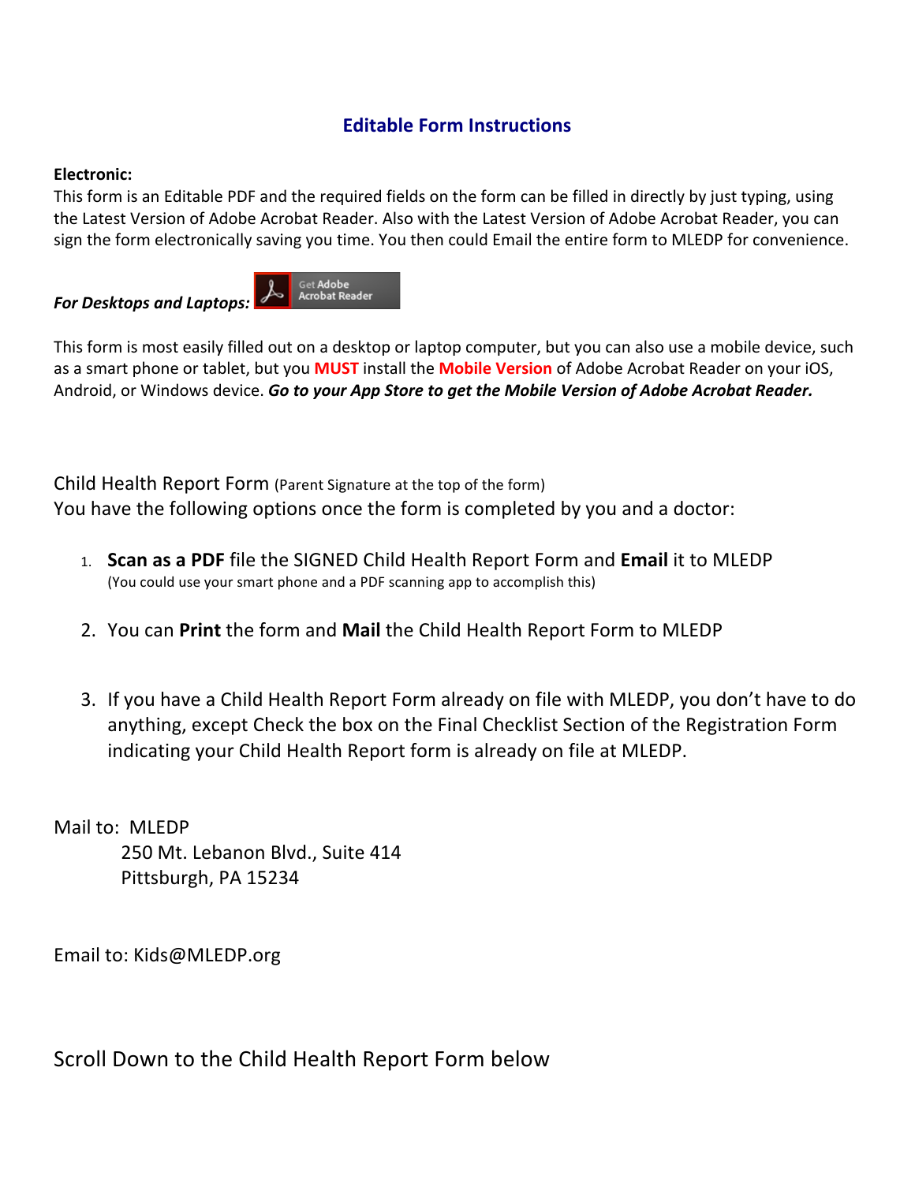## Editable Form Instructions

**Electronic:**
This form is an Editable PDF and the required fields on the form can be filled in directly by just typing, using the Latest Version of Adobe Acrobat Reader. Also with the Latest Version of Adobe Acrobat Reader, you can sign the form electronically saving you time. You then could Email the entire form to MLEDP for convenience.

***For Desktops and Laptops:*** Get Adobe Acrobat Reader

This form is most easily filled out on a desktop or laptop computer, but you can also use a mobile device, such as a smart phone or tablet, but you **MUST** install the **Mobile Version** of Adobe Acrobat Reader on your iOS, Android, or Windows device. ***Go to your App Store to get the Mobile Version of Adobe Acrobat Reader.***

Child Health Report Form (Parent Signature at the top of the form)
You have the following options once the form is completed by you and a doctor:

1. **Scan as a PDF** file the SIGNED Child Health Report Form and **Email** it to MLEDP
   (You could use your smart phone and a PDF scanning app to accomplish this)

2. You can **Print** the form and **Mail** the Child Health Report Form to MLEDP

3. If you have a Child Health Report Form already on file with MLEDP, you don't have to do anything, except Check the box on the Final Checklist Section of the Registration Form indicating your Child Health Report form is already on file at MLEDP.

Mail to: MLEDP
250 Mt. Lebanon Blvd., Suite 414
Pittsburgh, PA 15234

Email to: Kids@MLEDP.org

Scroll Down to the Child Health Report Form below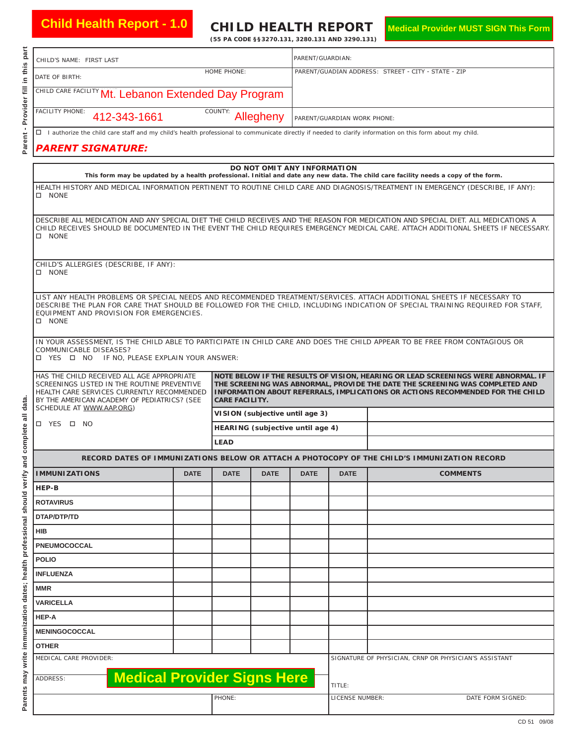Child Health Report - 1.0

# CHILD HEALTH REPORT

**(55 PA CODE §§3270.131, 3280.131 AND 3290.131)**

Medical Provider MUST SIGN This Form

Parent - Provider fill in this part

| | |
|---|---|
| CHILD'S NAME: FIRST LAST | PARENT/GUARDIAN: |
| DATE OF BIRTH: HOME PHONE: | PARENT/GUADIAN ADDRESS: STREET - CITY - STATE - ZIP |
| CHILD CARE FACILITY Mt. Lebanon Extended Day Program | |
| FACILITY PHONE: 412-343-1661 COUNTY: Allegheny | PARENT/GUARDIAN WORK PHONE: |

☐ I authorize the child care staff and my child's health professional to communicate directly if needed to clarify information on this form about my child.

***PARENT SIGNATURE:***

**DO NOT OMIT ANY INFORMATION**

**This form may be updated by a health professional. Initial and date any new data. The child care facility needs a copy of the form.**

HEALTH HISTORY AND MEDICAL INFORMATION PERTINENT TO ROUTINE CHILD CARE AND DIAGNOSIS/TREATMENT IN EMERGENCY (DESCRIBE, IF ANY):
☐ NONE

DESCRIBE ALL MEDICATION AND ANY SPECIAL DIET THE CHILD RECEIVES AND THE REASON FOR MEDICATION AND SPECIAL DIET. ALL MEDICATIONS A CHILD RECEIVES SHOULD BE DOCUMENTED IN THE EVENT THE CHILD REQUIRES EMERGENCY MEDICAL CARE. ATTACH ADDITIONAL SHEETS IF NECESSARY.
☐ NONE

CHILD'S ALLERGIES (DESCRIBE, IF ANY):
☐ NONE

LIST ANY HEALTH PROBLEMS OR SPECIAL NEEDS AND RECOMMENDED TREATMENT/SERVICES. ATTACH ADDITIONAL SHEETS IF NECESSARY TO DESCRIBE THE PLAN FOR CARE THAT SHOULD BE FOLLOWED FOR THE CHILD, INCLUDING INDICATION OF SPECIAL TRAINING REQUIRED FOR STAFF, EQUIPMENT AND PROVISION FOR EMERGENCIES.
☐ NONE

IN YOUR ASSESSMENT, IS THE CHILD ABLE TO PARTICIPATE IN CHILD CARE AND DOES THE CHILD APPEAR TO BE FREE FROM CONTAGIOUS OR COMMUNICABLE DISEASES?
☐ YES ☐ NO IF NO, PLEASE EXPLAIN YOUR ANSWER:

Parents may write immunization dates; health professional should verify and complete all data.

| | | |
|---|---|---|
| HAS THE CHILD RECEIVED ALL AGE APPROPRIATE SCREENINGS LISTED IN THE ROUTINE PREVENTIVE HEALTH CARE SERVICES CURRENTLY RECOMMENDED BY THE AMERICAN ACADEMY OF PEDIATRICS? (SEE SCHEDULE AT WWW.AAP.ORG) ☐ YES ☐ NO | **NOTE BELOW IF THE RESULTS OF VISION, HEARING OR LEAD SCREENINGS WERE ABNORMAL. IF THE SCREENING WAS ABNORMAL, PROVIDE THE DATE THE SCREENING WAS COMPLETED AND INFORMATION ABOUT REFERRALS, IMPLICATIONS OR ACTIONS RECOMMENDED FOR THE CHILD CARE FACILITY.** | |
| | **VISION (subjective until age 3)** | |
| | **HEARING (subjective until age 4)** | |
| | **LEAD** | |

**RECORD DATES OF IMMUNIZATIONS BELOW OR ATTACH A PHOTOCOPY OF THE CHILD'S IMMUNIZATION RECORD**

| IMMUNIZATIONS | DATE | DATE | DATE | DATE | DATE | COMMENTS |
|---|---|---|---|---|---|---|
| HEP-B | | | | | | |
| ROTAVIRUS | | | | | | |
| DTAP/DTP/TD | | | | | | |
| HIB | | | | | | |
| PNEUMOCOCCAL | | | | | | |
| POLIO | | | | | | |
| INFLUENZA | | | | | | |
| MMR | | | | | | |
| VARICELLA | | | | | | |
| HEP-A | | | | | | |
| MENINGOCOCCAL | | | | | | |
| OTHER | | | | | | |

| | | |
|---|---|---|
| MEDICAL CARE PROVIDER: | | SIGNATURE OF PHYSICIAN, CRNP OR PHYSICIAN'S ASSISTANT |
| ADDRESS: Medical Provider Signs Here | | TITLE: |
| | PHONE: | LICENSE NUMBER: DATE FORM SIGNED: |

CD 51 09/08